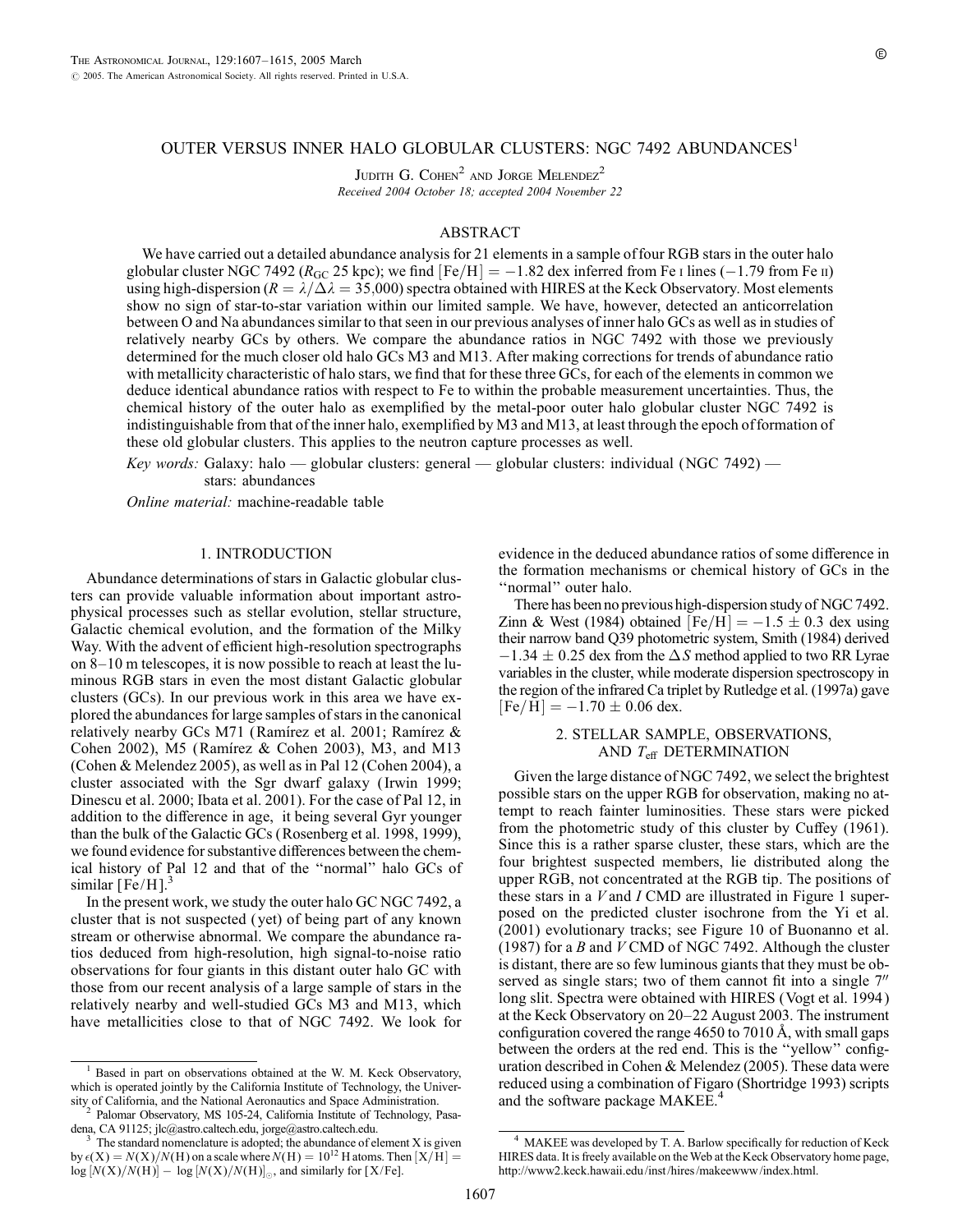# OUTER VERSUS INNER HALO GLOBULAR CLUSTERS: NGC 7492 ABUNDANCES[1]

Judith G. Cohen[2] and Jorge Melendez[2]

*Received 2004 October 18; accepted 2004 November 22*

## ABSTRACT

We have carried out a detailed abundance analysis for 21 elements in a sample of four RGB stars in the outer halo globular cluster NGC 7492 ($R_{GC}$ 25 kpc); we find [Fe/H] = −1.82 dex inferred from Fe I lines (−1.79 from Fe II) using high-dispersion ($R = \lambda/\Delta\lambda = 35{,}000$) spectra obtained with HIRES at the Keck Observatory. Most elements show no sign of star-to-star variation within our limited sample. We have, however, detected an anticorrelation between O and Na abundances similar to that seen in our previous analyses of inner halo GCs as well as in studies of relatively nearby GCs by others. We compare the abundance ratios in NGC 7492 with those we previously determined for the much closer old halo GCs M3 and M13. After making corrections for trends of abundance ratio with metallicity characteristic of halo stars, we find that for these three GCs, for each of the elements in common we deduce identical abundance ratios with respect to Fe to within the probable measurement uncertainties. Thus, the chemical history of the outer halo as exemplified by the metal-poor outer halo globular cluster NGC 7492 is indistinguishable from that of the inner halo, exemplified by M3 and M13, at least through the epoch of formation of these old globular clusters. This applies to the neutron capture processes as well.

*Key words:* Galaxy: halo — globular clusters: general — globular clusters: individual (NGC 7492) — stars: abundances

*Online material:* machine-readable table

## 1. INTRODUCTION

Abundance determinations of stars in Galactic globular clusters can provide valuable information about important astrophysical processes such as stellar evolution, stellar structure, Galactic chemical evolution, and the formation of the Milky Way. With the advent of efficient high-resolution spectrographs on 8–10 m telescopes, it is now possible to reach at least the luminous RGB stars in even the most distant Galactic globular clusters (GCs). In our previous work in this area we have explored the abundances for large samples of stars in the canonical relatively nearby GCs M71 (Ramírez et al. 2001; Ramírez & Cohen 2002), M5 (Ramírez & Cohen 2003), M3, and M13 (Cohen & Melendez 2005), as well as in Pal 12 (Cohen 2004), a cluster associated with the Sgr dwarf galaxy (Irwin 1999; Dinescu et al. 2000; Ibata et al. 2001). For the case of Pal 12, in addition to the difference in age, it being several Gyr younger than the bulk of the Galactic GCs (Rosenberg et al. 1998, 1999), we found evidence for substantive differences between the chemical history of Pal 12 and that of the "normal" halo GCs of similar [Fe/H].[3]

In the present work, we study the outer halo GC NGC 7492, a cluster that is not suspected (yet) of being part of any known stream or otherwise abnormal. We compare the abundance ratios deduced from high-resolution, high signal-to-noise ratio observations for four giants in this distant outer halo GC with those from our recent analysis of a large sample of stars in the relatively nearby and well-studied GCs M3 and M13, which have metallicities close to that of NGC 7492. We look for evidence in the deduced abundance ratios of some difference in the formation mechanisms or chemical history of GCs in the "normal" outer halo.

There has been no previous high-dispersion study of NGC 7492. Zinn & West (1984) obtained [Fe/H] = −1.5 ± 0.3 dex using their narrow band Q39 photometric system, Smith (1984) derived −1.34 ± 0.25 dex from the $\Delta S$ method applied to two RR Lyrae variables in the cluster, while moderate dispersion spectroscopy in the region of the infrared Ca triplet by Rutledge et al. (1997a) gave [Fe/H] = −1.70 ± 0.06 dex.

## 2. STELLAR SAMPLE, OBSERVATIONS, AND $T_{eff}$ DETERMINATION

Given the large distance of NGC 7492, we select the brightest possible stars on the upper RGB for observation, making no attempt to reach fainter luminosities. These stars were picked from the photometric study of this cluster by Cuffey (1961). Since this is a rather sparse cluster, these stars, which are the four brightest suspected members, lie distributed along the upper RGB, not concentrated at the RGB tip. The positions of these stars in a $V$ and $I$ CMD are illustrated in Figure 1 superposed on the predicted cluster isochrone from the Yi et al. (2001) evolutionary tracks; see Figure 10 of Buonanno et al. (1987) for a $B$ and $V$ CMD of NGC 7492. Although the cluster is distant, there are so few luminous giants that they must be observed as single stars; two of them cannot fit into a single 7″ long slit. Spectra were obtained with HIRES (Vogt et al. 1994) at the Keck Observatory on 20–22 August 2003. The instrument configuration covered the range 4650 to 7010 Å, with small gaps between the orders at the red end. This is the "yellow" configuration described in Cohen & Melendez (2005). These data were reduced using a combination of Figaro (Shortridge 1993) scripts and the software package MAKEE.[4]

---

[1] Based in part on observations obtained at the W. M. Keck Observatory, which is operated jointly by the California Institute of Technology, the University of California, and the National Aeronautics and Space Administration.

[2] Palomar Observatory, MS 105-24, California Institute of Technology, Pasadena, CA 91125; jlc@astro.caltech.edu, jorge@astro.caltech.edu.

[3] The standard nomenclature is adopted; the abundance of element X is given by $\epsilon(X) = N(X)/N(H)$ on a scale where $N(H) = 10^{12}$ H atoms. Then $[X/H] = \log[N(X)/N(H)] - \log[N(X)/N(H)]_{\odot}$, and similarly for [X/Fe].

[4] MAKEE was developed by T. A. Barlow specifically for reduction of Keck HIRES data. It is freely available on the Web at the Keck Observatory home page, http://www2.keck.hawaii.edu/inst/hires/makeewww/index.html.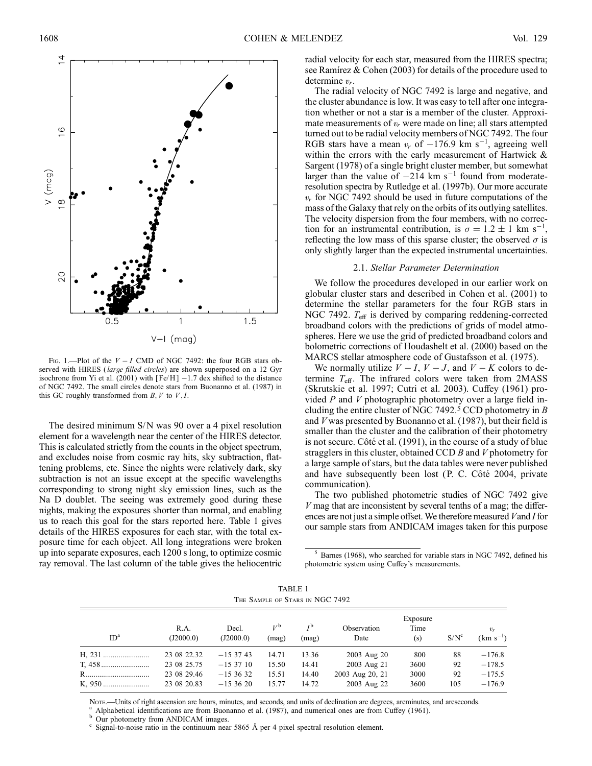Fig. 1.—Plot of the $V - I$ CMD of NGC 7492: the four RGB stars observed with HIRES (*large filled circles*) are shown superposed on a 12 Gyr isochrone from Yi et al. (2001) with [Fe/H] −1.7 dex shifted to the distance of NGC 7492. The small circles denote stars from Buonanno et al. (1987) in this GC roughly transformed from $B, V$ to $V, I$.

The desired minimum S/N was 90 over a 4 pixel resolution element for a wavelength near the center of the HIRES detector. This is calculated strictly from the counts in the object spectrum, and excludes noise from cosmic ray hits, sky subtraction, flattening problems, etc. Since the nights were relatively dark, sky subtraction is not an issue except at the specific wavelengths corresponding to strong night sky emission lines, such as the Na D doublet. The seeing was extremely good during these nights, making the exposures shorter than normal, and enabling us to reach this goal for the stars reported here. Table 1 gives details of the HIRES exposures for each star, with the total exposure time for each object. All long integrations were broken up into separate exposures, each 1200 s long, to optimize cosmic ray removal. The last column of the table gives the heliocentric radial velocity for each star, measured from the HIRES spectra; see Ramírez & Cohen (2003) for details of the procedure used to determine $v_r$.

The radial velocity of NGC 7492 is large and negative, and the cluster abundance is low. It was easy to tell after one integration whether or not a star is a member of the cluster. Approximate measurements of $v_r$ were made on line; all stars attempted turned out to be radial velocity members of NGC 7492. The four RGB stars have a mean $v_r$ of $-176.9$ km s$^{-1}$, agreeing well within the errors with the early measurement of Hartwick & Sargent (1978) of a single bright cluster member, but somewhat larger than the value of $-214$ km s$^{-1}$ found from moderate-resolution spectra by Rutledge et al. (1997b). Our more accurate $v_r$ for NGC 7492 should be used in future computations of the mass of the Galaxy that rely on the orbits of its outlying satellites. The velocity dispersion from the four members, with no correction for an instrumental contribution, is $\sigma = 1.2 \pm 1$ km s$^{-1}$, reflecting the low mass of this sparse cluster; the observed $\sigma$ is only slightly larger than the expected instrumental uncertainties.

### 2.1. *Stellar Parameter Determination*

We follow the procedures developed in our earlier work on globular cluster stars and described in Cohen et al. (2001) to determine the stellar parameters for the four RGB stars in NGC 7492. $T_{\rm eff}$ is derived by comparing reddening-corrected broadband colors with the predictions of grids of model atmospheres. Here we use the grid of predicted broadband colors and bolometric corrections of Houdashelt et al. (2000) based on the MARCS stellar atmosphere code of Gustafsson et al. (1975).

We normally utilize $V - I$, $V - J$, and $V - K$ colors to determine $T_{\rm eff}$. The infrared colors were taken from 2MASS (Skrutskie et al. 1997; Cutri et al. 2003). Cuffey (1961) provided $P$ and $V$ photographic photometry over a large field including the entire cluster of NGC 7492.[5] CCD photometry in $B$ and $V$ was presented by Buonanno et al. (1987), but their field is smaller than the cluster and the calibration of their photometry is not secure. Côté et al. (1991), in the course of a study of blue stragglers in this cluster, obtained CCD $B$ and $V$ photometry for a large sample of stars, but the data tables were never published and have subsequently been lost (P. C. Côté 2004, private communication).

The two published photometric studies of NGC 7492 give $V$ mag that are inconsistent by several tenths of a mag; the differences are not just a simple offset. We therefore measured $V$ and $I$ for our sample stars from ANDICAM images taken for this purpose

[5] Barnes (1968), who searched for variable stars in NGC 7492, defined his photometric system using Cuffey's measurements.

TABLE 1
The Sample of Stars in NGC 7492

| ID[a] | R.A. (J2000.0) | Decl. (J2000.0) | $V$[b] (mag) | $I$[b] (mag) | Observation Date | Exposure Time (s) | S/N[c] | $v_r$ (km s$^{-1}$) |
|---|---|---|---|---|---|---|---|---|
| H, 231 | 23 08 22.32 | −15 37 43 | 14.71 | 13.36 | 2003 Aug 20 | 800 | 88 | −176.8 |
| T, 458 | 23 08 25.75 | −15 37 10 | 15.50 | 14.41 | 2003 Aug 21 | 3600 | 92 | −178.5 |
| R | 23 08 29.46 | −15 36 32 | 15.51 | 14.40 | 2003 Aug 20, 21 | 3000 | 92 | −175.5 |
| K, 950 | 23 08 20.83 | −15 36 20 | 15.77 | 14.72 | 2003 Aug 22 | 3600 | 105 | −176.9 |

Note.—Units of right ascension are hours, minutes, and seconds, and units of declination are degrees, arcminutes, and arcseconds.
[a] Alphabetical identifications are from Buonanno et al. (1987), and numerical ones are from Cuffey (1961).
[b] Our photometry from ANDICAM images.
[c] Signal-to-noise ratio in the continuum near 5865 Å per 4 pixel spectral resolution element.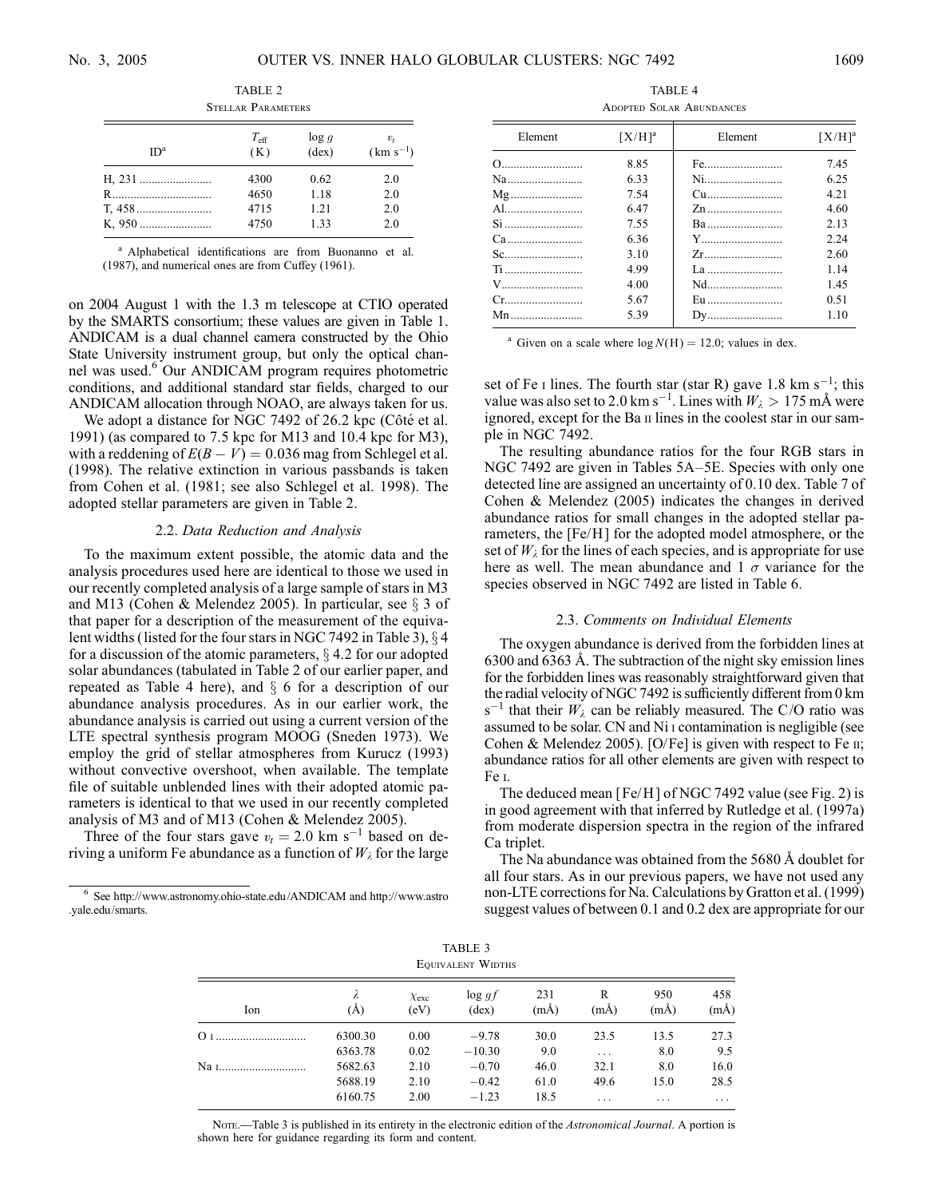TABLE 2

Stellar Parameters

| ID[a] | $T_{\rm eff}$ (K) | log $g$ (dex) | $v_t$ (km s$^{-1}$) |
|---|---|---|---|
| H, 231 | 4300 | 0.62 | 2.0 |
| R | 4650 | 1.18 | 2.0 |
| T, 458 | 4715 | 1.21 | 2.0 |
| K, 950 | 4750 | 1.33 | 2.0 |

[a] Alphabetical identifications are from Buonanno et al. (1987), and numerical ones are from Cuffey (1961).

on 2004 August 1 with the 1.3 m telescope at CTIO operated by the SMARTS consortium; these values are given in Table 1. ANDICAM is a dual channel camera constructed by the Ohio State University instrument group, but only the optical channel was used.[6] Our ANDICAM program requires photometric conditions, and additional standard star fields, charged to our ANDICAM allocation through NOAO, are always taken for us.

We adopt a distance for NGC 7492 of 26.2 kpc (Côté et al. 1991) (as compared to 7.5 kpc for M13 and 10.4 kpc for M3), with a reddening of $E(B-V) = 0.036$ mag from Schlegel et al. (1998). The relative extinction in various passbands is taken from Cohen et al. (1981; see also Schlegel et al. 1998). The adopted stellar parameters are given in Table 2.

## 2.2. *Data Reduction and Analysis*

To the maximum extent possible, the atomic data and the analysis procedures used here are identical to those we used in our recently completed analysis of a large sample of stars in M3 and M13 (Cohen & Melendez 2005). In particular, see § 3 of that paper for a description of the measurement of the equivalent widths (listed for the four stars in NGC 7492 in Table 3), § 4 for a discussion of the atomic parameters, § 4.2 for our adopted solar abundances (tabulated in Table 2 of our earlier paper, and repeated as Table 4 here), and § 6 for a description of our abundance analysis procedures. As in our earlier work, the abundance analysis is carried out using a current version of the LTE spectral synthesis program MOOG (Sneden 1973). We employ the grid of stellar atmospheres from Kurucz (1993) without convective overshoot, when available. The template file of suitable unblended lines with their adopted atomic parameters is identical to that we used in our recently completed analysis of M3 and of M13 (Cohen & Melendez 2005).

Three of the four stars gave $v_t = 2.0$ km s$^{-1}$ based on deriving a uniform Fe abundance as a function of $W_\lambda$ for the large set of Fe I lines. The fourth star (star R) gave 1.8 km s$^{-1}$; this value was also set to 2.0 km s$^{-1}$. Lines with $W_\lambda > 175$ mÅ were ignored, except for the Ba II lines in the coolest star in our sample in NGC 7492.

[6] See http://www.astronomy.ohio-state.edu/ANDICAM and http://www.astro.yale.edu/smarts.

TABLE 4

Adopted Solar Abundances

| Element | [X/H][a] | Element | [X/H][a] |
|---|---|---|---|
| O | 8.85 | Fe | 7.45 |
| Na | 6.33 | Ni | 6.25 |
| Mg | 7.54 | Cu | 4.21 |
| Al | 6.47 | Zn | 4.60 |
| Si | 7.55 | Ba | 2.13 |
| Ca | 6.36 | Y | 2.24 |
| Sc | 3.10 | Zr | 2.60 |
| Ti | 4.99 | La | 1.14 |
| V | 4.00 | Nd | 1.45 |
| Cr | 5.67 | Eu | 0.51 |
| Mn | 5.39 | Dy | 1.10 |

[a] Given on a scale where log $N$(H) = 12.0; values in dex.

The resulting abundance ratios for the four RGB stars in NGC 7492 are given in Tables 5A–5E. Species with only one detected line are assigned an uncertainty of 0.10 dex. Table 7 of Cohen & Melendez (2005) indicates the changes in derived abundance ratios for small changes in the adopted stellar parameters, the [Fe/H] for the adopted model atmosphere, or the set of $W_\lambda$ for the lines of each species, and is appropriate for use here as well. The mean abundance and 1 $\sigma$ variance for the species observed in NGC 7492 are listed in Table 6.

## 2.3. *Comments on Individual Elements*

The oxygen abundance is derived from the forbidden lines at 6300 and 6363 Å. The subtraction of the night sky emission lines for the forbidden lines was reasonably straightforward given that the radial velocity of NGC 7492 is sufficiently different from 0 km s$^{-1}$ that their $W_\lambda$ can be reliably measured. The C/O ratio was assumed to be solar. CN and Ni I contamination is negligible (see Cohen & Melendez 2005). [O/Fe] is given with respect to Fe II; abundance ratios for all other elements are given with respect to Fe I.

The deduced mean [Fe/H] of NGC 7492 value (see Fig. 2) is in good agreement with that inferred by Rutledge et al. (1997a) from moderate dispersion spectra in the region of the infrared Ca triplet.

The Na abundance was obtained from the 5680 Å doublet for all four stars. As in our previous papers, we have not used any non-LTE corrections for Na. Calculations by Gratton et al. (1999) suggest values of between 0.1 and 0.2 dex are appropriate for our

TABLE 3

Equivalent Widths

| Ion | $\lambda$ (Å) | $\chi_{\rm exc}$ (eV) | log $gf$ (dex) | 231 (mÅ) | R (mÅ) | 950 (mÅ) | 458 (mÅ) |
|---|---|---|---|---|---|---|---|
| O I | 6300.30 | 0.00 | −9.78 | 30.0 | 23.5 | 13.5 | 27.3 |
| | 6363.78 | 0.02 | −10.30 | 9.0 | ... | 8.0 | 9.5 |
| Na I | 5682.63 | 2.10 | −0.70 | 46.0 | 32.1 | 8.0 | 16.0 |
| | 5688.19 | 2.10 | −0.42 | 61.0 | 49.6 | 15.0 | 28.5 |
| | 6160.75 | 2.00 | −1.23 | 18.5 | ... | ... | ... |

Note.—Table 3 is published in its entirety in the electronic edition of the *Astronomical Journal*. A portion is shown here for guidance regarding its form and content.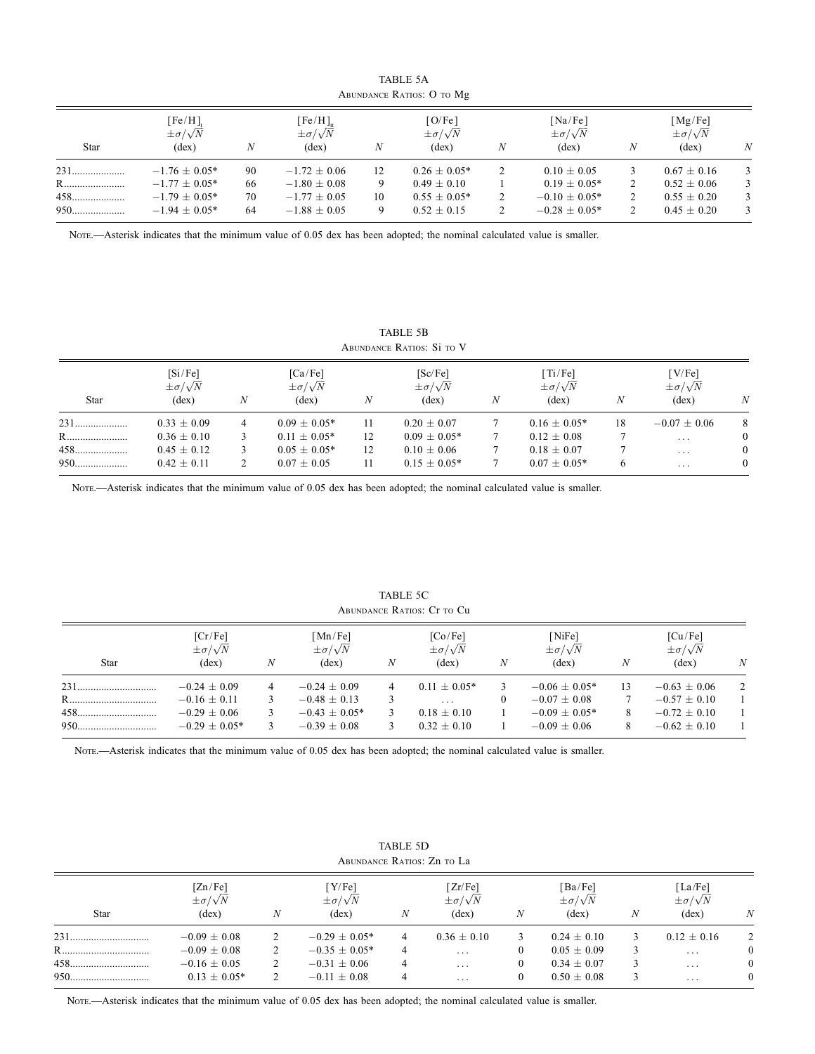TABLE 5A

Abundance Ratios: O to Mg

| Star | [Fe/H]$_{I}$ $\pm\sigma/\sqrt{N}$ (dex) | $N$ | [Fe/H]$_{II}$ $\pm\sigma/\sqrt{N}$ (dex) | $N$ | [O/Fe] $\pm\sigma/\sqrt{N}$ (dex) | $N$ | [Na/Fe] $\pm\sigma/\sqrt{N}$ (dex) | $N$ | [Mg/Fe] $\pm\sigma/\sqrt{N}$ (dex) | $N$ |
|---|---|---|---|---|---|---|---|---|---|---|
| 231 | −1.76 ± 0.05* | 90 | −1.72 ± 0.06 | 12 | 0.26 ± 0.05* | 2 | 0.10 ± 0.05 | 3 | 0.67 ± 0.16 | 3 |
| R | −1.77 ± 0.05* | 66 | −1.80 ± 0.08 | 9 | 0.49 ± 0.10 | 1 | 0.19 ± 0.05* | 2 | 0.52 ± 0.06 | 3 |
| 458 | −1.79 ± 0.05* | 70 | −1.77 ± 0.05 | 10 | 0.55 ± 0.05* | 2 | −0.10 ± 0.05* | 2 | 0.55 ± 0.20 | 3 |
| 950 | −1.94 ± 0.05* | 64 | −1.88 ± 0.05 | 9 | 0.52 ± 0.15 | 2 | −0.28 ± 0.05* | 2 | 0.45 ± 0.20 | 3 |

Note.—Asterisk indicates that the minimum value of 0.05 dex has been adopted; the nominal calculated value is smaller.

TABLE 5B

Abundance Ratios: Si to V

| Star | [Si/Fe] $\pm\sigma/\sqrt{N}$ (dex) | $N$ | [Ca/Fe] $\pm\sigma/\sqrt{N}$ (dex) | $N$ | [Sc/Fe] $\pm\sigma/\sqrt{N}$ (dex) | $N$ | [Ti/Fe] $\pm\sigma/\sqrt{N}$ (dex) | $N$ | [V/Fe] $\pm\sigma/\sqrt{N}$ (dex) | $N$ |
|---|---|---|---|---|---|---|---|---|---|---|
| 231 | 0.33 ± 0.09 | 4 | 0.09 ± 0.05* | 11 | 0.20 ± 0.07 | 7 | 0.16 ± 0.05* | 18 | −0.07 ± 0.06 | 8 |
| R | 0.36 ± 0.10 | 3 | 0.11 ± 0.05* | 12 | 0.09 ± 0.05* | 7 | 0.12 ± 0.08 | 7 | ... | 0 |
| 458 | 0.45 ± 0.12 | 3 | 0.05 ± 0.05* | 12 | 0.10 ± 0.06 | 7 | 0.18 ± 0.07 | 7 | ... | 0 |
| 950 | 0.42 ± 0.11 | 2 | 0.07 ± 0.05 | 11 | 0.15 ± 0.05* | 7 | 0.07 ± 0.05* | 6 | ... | 0 |

Note.—Asterisk indicates that the minimum value of 0.05 dex has been adopted; the nominal calculated value is smaller.

TABLE 5C

Abundance Ratios: Cr to Cu

| Star | [Cr/Fe] $\pm\sigma/\sqrt{N}$ (dex) | $N$ | [Mn/Fe] $\pm\sigma/\sqrt{N}$ (dex) | $N$ | [Co/Fe] $\pm\sigma/\sqrt{N}$ (dex) | $N$ | [NiFe] $\pm\sigma/\sqrt{N}$ (dex) | $N$ | [Cu/Fe] $\pm\sigma/\sqrt{N}$ (dex) | $N$ |
|---|---|---|---|---|---|---|---|---|---|---|
| 231 | −0.24 ± 0.09 | 4 | −0.24 ± 0.09 | 4 | 0.11 ± 0.05* | 3 | −0.06 ± 0.05* | 13 | −0.63 ± 0.06 | 2 |
| R | −0.16 ± 0.11 | 3 | −0.48 ± 0.13 | 3 | ... | 0 | −0.07 ± 0.08 | 7 | −0.57 ± 0.10 | 1 |
| 458 | −0.29 ± 0.06 | 3 | −0.43 ± 0.05* | 3 | 0.18 ± 0.10 | 1 | −0.09 ± 0.05* | 8 | −0.72 ± 0.10 | 1 |
| 950 | −0.29 ± 0.05* | 3 | −0.39 ± 0.08 | 3 | 0.32 ± 0.10 | 1 | −0.09 ± 0.06 | 8 | −0.62 ± 0.10 | 1 |

Note.—Asterisk indicates that the minimum value of 0.05 dex has been adopted; the nominal calculated value is smaller.

TABLE 5D

Abundance Ratios: Zn to La

| Star | [Zn/Fe] $\pm\sigma/\sqrt{N}$ (dex) | $N$ | [Y/Fe] $\pm\sigma/\sqrt{N}$ (dex) | $N$ | [Zr/Fe] $\pm\sigma/\sqrt{N}$ (dex) | $N$ | [Ba/Fe] $\pm\sigma/\sqrt{N}$ (dex) | $N$ | [La/Fe] $\pm\sigma/\sqrt{N}$ (dex) | $N$ |
|---|---|---|---|---|---|---|---|---|---|---|
| 231 | −0.09 ± 0.08 | 2 | −0.29 ± 0.05* | 4 | 0.36 ± 0.10 | 3 | 0.24 ± 0.10 | 3 | 0.12 ± 0.16 | 2 |
| R | −0.09 ± 0.08 | 2 | −0.35 ± 0.05* | 4 | ... | 0 | 0.05 ± 0.09 | 3 | ... | 0 |
| 458 | −0.16 ± 0.05 | 2 | −0.31 ± 0.06 | 4 | ... | 0 | 0.34 ± 0.07 | 3 | ... | 0 |
| 950 | 0.13 ± 0.05* | 2 | −0.11 ± 0.08 | 4 | ... | 0 | 0.50 ± 0.08 | 3 | ... | 0 |

Note.—Asterisk indicates that the minimum value of 0.05 dex has been adopted; the nominal calculated value is smaller.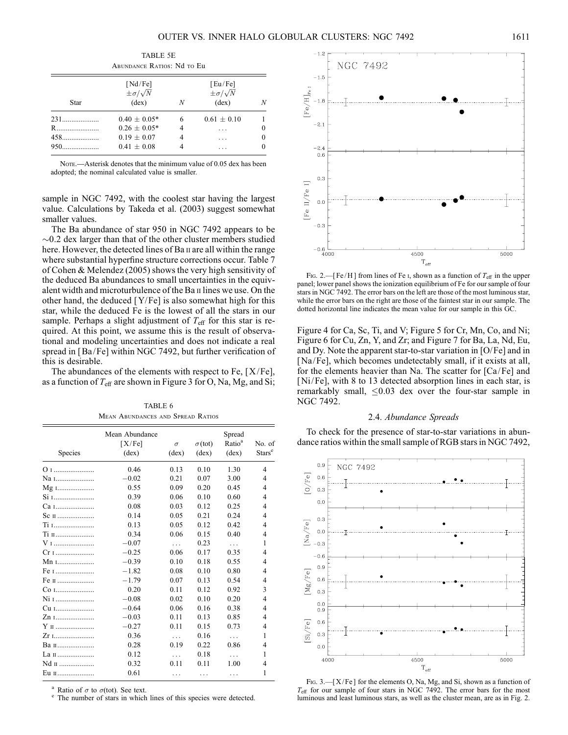TABLE 5E

Abundance Ratios: Nd to Eu

| Star | [Nd/Fe] $\pm\sigma/\sqrt{N}$ (dex) | $N$ | [Eu/Fe] $\pm\sigma/\sqrt{N}$ (dex) | $N$ |
|---|---|---|---|---|
| 231.................... | 0.40 ± 0.05* | 6 | 0.61 ± 0.10 | 1 |
| R....................... | 0.26 ± 0.05* | 4 | . . . | 0 |
| 458.................... | 0.19 ± 0.07 | 4 | . . . | 0 |
| 950.................... | 0.41 ± 0.08 | 4 | . . . | 0 |

Note.—Asterisk denotes that the minimum value of 0.05 dex has been adopted; the nominal calculated value is smaller.

sample in NGC 7492, with the coolest star having the largest value. Calculations by Takeda et al. (2003) suggest somewhat smaller values.

The Ba abundance of star 950 in NGC 7492 appears to be ~0.2 dex larger than that of the other cluster members studied here. However, the detected lines of Ba II are all within the range where substantial hyperfine structure corrections occur. Table 7 of Cohen & Melendez (2005) shows the very high sensitivity of the deduced Ba abundances to small uncertainties in the equivalent width and microturbulence of the Ba II lines we use. On the other hand, the deduced [Y/Fe] is also somewhat high for this star, while the deduced Fe is the lowest of all the stars in our sample. Perhaps a slight adjustment of $T_{\rm eff}$ for this star is required. At this point, we assume this is the result of observational and modeling uncertainties and does not indicate a real spread in [Ba/Fe] within NGC 7492, but further verification of this is desirable.

The abundances of the elements with respect to Fe, [X/Fe], as a function of $T_{\rm eff}$ are shown in Figure 3 for O, Na, Mg, and Si; Figure 4 for Ca, Sc, Ti, and V; Figure 5 for Cr, Mn, Co, and Ni; Figure 6 for Cu, Zn, Y, and Zr; and Figure 7 for Ba, La, Nd, Eu, and Dy. Note the apparent star-to-star variation in [O/Fe] and in [Na/Fe], which becomes undetectably small, if it exists at all, for the elements heavier than Na. The scatter for [Ca/Fe] and [Ni/Fe], with 8 to 13 detected absorption lines in each star, is remarkably small, ≤0.03 dex over the four-star sample in NGC 7492.

TABLE 6

Mean Abundances and Spread Ratios

| Species | Mean Abundance [X/Fe] (dex) | $\sigma$ (dex) | $\sigma$(tot) (dex) | Spread Ratio[a] (dex) | No. of Stars[e] |
|---|---|---|---|---|---|
| O I ...................... | 0.46 | 0.13 | 0.10 | 1.30 | 4 |
| Na I..................... | −0.02 | 0.21 | 0.07 | 3.00 | 4 |
| Mg I.................... | 0.55 | 0.09 | 0.20 | 0.45 | 4 |
| Si I...................... | 0.39 | 0.06 | 0.10 | 0.60 | 4 |
| Ca I..................... | 0.08 | 0.03 | 0.12 | 0.25 | 4 |
| Sc II .................... | 0.14 | 0.05 | 0.21 | 0.24 | 4 |
| Ti I...................... | 0.13 | 0.05 | 0.12 | 0.42 | 4 |
| Ti II..................... | 0.34 | 0.06 | 0.15 | 0.40 | 4 |
| V I ...................... | −0.07 | . . . | 0.23 | . . . | 1 |
| Cr I ..................... | −0.25 | 0.06 | 0.17 | 0.35 | 4 |
| Mn I.................... | −0.39 | 0.10 | 0.18 | 0.55 | 4 |
| Fe I ..................... | −1.82 | 0.08 | 0.10 | 0.80 | 4 |
| Fe II .................... | −1.79 | 0.07 | 0.13 | 0.54 | 4 |
| Co I..................... | 0.20 | 0.11 | 0.12 | 0.92 | 3 |
| Ni I ..................... | −0.08 | 0.02 | 0.10 | 0.20 | 4 |
| Cu I..................... | −0.64 | 0.06 | 0.16 | 0.38 | 4 |
| Zn I..................... | −0.03 | 0.11 | 0.13 | 0.85 | 4 |
| Y II ..................... | −0.27 | 0.11 | 0.15 | 0.73 | 4 |
| Zr I...................... | 0.36 | . . . | 0.16 | . . . | 1 |
| Ba II.................... | 0.28 | 0.19 | 0.22 | 0.86 | 4 |
| La II .................... | 0.12 | . . . | 0.18 | . . . | 1 |
| Nd II ................... | 0.32 | 0.11 | 0.11 | 1.00 | 4 |
| Eu II.................... | 0.61 | . . . | . . . | . . . | 1 |

[a] Ratio of $\sigma$ to $\sigma$(tot). See text.
[e] The number of stars in which lines of this species were detected.

Fig. 2.—[Fe/H] from lines of Fe I, shown as a function of $T_{\rm eff}$ in the upper panel; lower panel shows the ionization equilibrium of Fe for our sample of four stars in NGC 7492. The error bars on the left are those of the most luminous star, while the error bars on the right are those of the faintest star in our sample. The dotted horizontal line indicates the mean value for our sample in this GC.

Fig. 3.—[X/Fe] for the elements O, Na, Mg, and Si, shown as a function of $T_{\rm eff}$ for our sample of four stars in NGC 7492. The error bars for the most luminous and least luminous stars, as well as the cluster mean, are as in Fig. 2.

## 2.4. *Abundance Spreads*

To check for the presence of star-to-star variations in abundance ratios within the small sample of RGB stars in NGC 7492,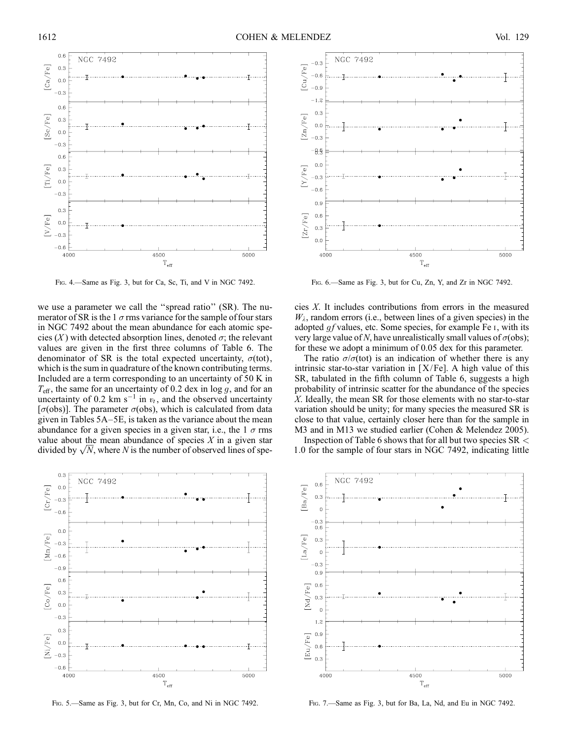FIG. 4.—Same as Fig. 3, but for Ca, Sc, Ti, and V in NGC 7492.

FIG. 6.—Same as Fig. 3, but for Cu, Zn, Y, and Zr in NGC 7492.

we use a parameter we call the "spread ratio" (SR). The numerator of SR is the 1 $\sigma$ rms variance for the sample of four stars in NGC 7492 about the mean abundance for each atomic species ($X$) with detected absorption lines, denoted $\sigma$; the relevant values are given in the first three columns of Table 6. The denominator of SR is the total expected uncertainty, $\sigma$(tot), which is the sum in quadrature of the known contributing terms. Included are a term corresponding to an uncertainty of 50 K in $T_{\rm eff}$, the same for an uncertainty of 0.2 dex in log $g$, and for an uncertainty of 0.2 km s$^{-1}$ in $v_t$, and the observed uncertainty [$\sigma$(obs)]. The parameter $\sigma$(obs), which is calculated from data given in Tables 5A–5E, is taken as the variance about the mean abundance for a given species in a given star, i.e., the 1 $\sigma$ rms value about the mean abundance of species $X$ in a given star divided by $\sqrt{N}$, where $N$ is the number of observed lines of species $X$. It includes contributions from errors in the measured $W_\lambda$, random errors (i.e., between lines of a given species) in the adopted $gf$ values, etc. Some species, for example Fe I, with its very large value of $N$, have unrealistically small values of $\sigma$(obs); for these we adopt a minimum of 0.05 dex for this parameter.

The ratio $\sigma/\sigma$(tot) is an indication of whether there is any intrinsic star-to-star variation in [X/Fe]. A high value of this SR, tabulated in the fifth column of Table 6, suggests a high probability of intrinsic scatter for the abundance of the species $X$. Ideally, the mean SR for those elements with no star-to-star variation should be unity; for many species the measured SR is close to that value, certainly closer here than for the sample in M3 and in M13 we studied earlier (Cohen & Melendez 2005).

Inspection of Table 6 shows that for all but two species SR < 1.0 for the sample of four stars in NGC 7492, indicating little

FIG. 5.—Same as Fig. 3, but for Cr, Mn, Co, and Ni in NGC 7492.

FIG. 7.—Same as Fig. 3, but for Ba, La, Nd, and Eu in NGC 7492.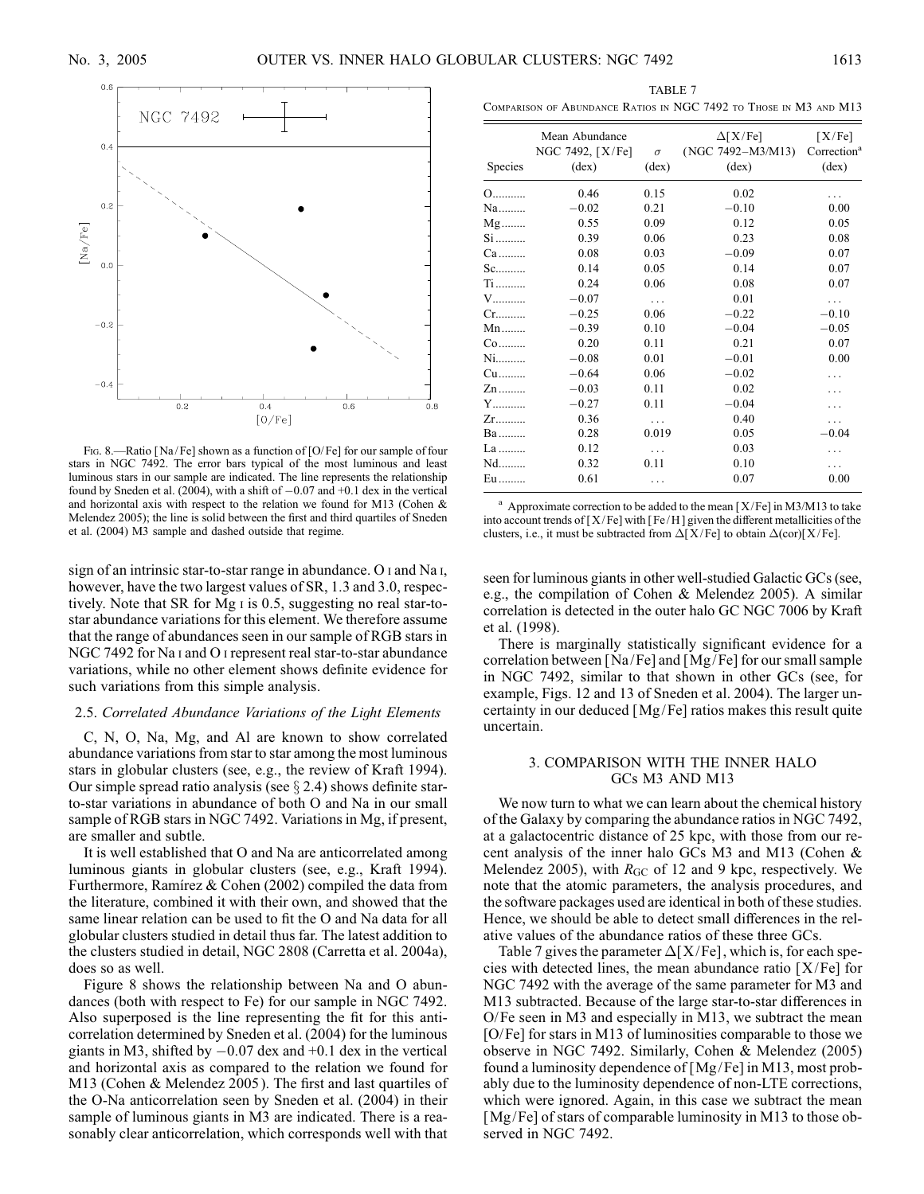Fig. 8.—Ratio [Na/Fe] shown as a function of [O/Fe] for our sample of four stars in NGC 7492. The error bars typical of the most luminous and least luminous stars in our sample are indicated. The line represents the relationship found by Sneden et al. (2004), with a shift of −0.07 and +0.1 dex in the vertical and horizontal axis with respect to the relation we found for M13 (Cohen & Melendez 2005); the line is solid between the first and third quartiles of Sneden et al. (2004) M3 sample and dashed outside that regime.

sign of an intrinsic star-to-star range in abundance. O I and Na I, however, have the two largest values of SR, 1.3 and 3.0, respectively. Note that SR for Mg I is 0.5, suggesting no real star-to-star abundance variations for this element. We therefore assume that the range of abundances seen in our sample of RGB stars in NGC 7492 for Na I and O I represent real star-to-star abundance variations, while no other element shows definite evidence for such variations from this simple analysis.

### 2.5. *Correlated Abundance Variations of the Light Elements*

C, N, O, Na, Mg, and Al are known to show correlated abundance variations from star to star among the most luminous stars in globular clusters (see, e.g., the review of Kraft 1994). Our simple spread ratio analysis (see § 2.4) shows definite star-to-star variations in abundance of both O and Na in our small sample of RGB stars in NGC 7492. Variations in Mg, if present, are smaller and subtle.

It is well established that O and Na are anticorrelated among luminous giants in globular clusters (see, e.g., Kraft 1994). Furthermore, Ramírez & Cohen (2002) compiled the data from the literature, combined it with their own, and showed that the same linear relation can be used to fit the O and Na data for all globular clusters studied in detail thus far. The latest addition to the clusters studied in detail, NGC 2808 (Carretta et al. 2004a), does so as well.

Figure 8 shows the relationship between Na and O abundances (both with respect to Fe) for our sample in NGC 7492. Also superposed is the line representing the fit for this anticorrelation determined by Sneden et al. (2004) for the luminous giants in M3, shifted by −0.07 dex and +0.1 dex in the vertical and horizontal axis as compared to the relation we found for M13 (Cohen & Melendez 2005). The first and last quartiles of the O-Na anticorrelation seen by Sneden et al. (2004) in their sample of luminous giants in M3 are indicated. There is a reasonably clear anticorrelation, which corresponds well with that seen for luminous giants in other well-studied Galactic GCs (see, e.g., the compilation of Cohen & Melendez 2005). A similar correlation is detected in the outer halo GC NGC 7006 by Kraft et al. (1998).

There is marginally statistically significant evidence for a correlation between [Na/Fe] and [Mg/Fe] for our small sample in NGC 7492, similar to that shown in other GCs (see, for example, Figs. 12 and 13 of Sneden et al. 2004). The larger uncertainty in our deduced [Mg/Fe] ratios makes this result quite uncertain.

## 3. COMPARISON WITH THE INNER HALO GCs M3 AND M13

We now turn to what we can learn about the chemical history of the Galaxy by comparing the abundance ratios in NGC 7492, at a galactocentric distance of 25 kpc, with those from our recent analysis of the inner halo GCs M3 and M13 (Cohen & Melendez 2005), with $R_{GC}$ of 12 and 9 kpc, respectively. We note that the atomic parameters, the analysis procedures, and the software packages used are identical in both of these studies. Hence, we should be able to detect small differences in the relative values of the abundance ratios of these three GCs.

Table 7 gives the parameter $\Delta$[X/Fe], which is, for each species with detected lines, the mean abundance ratio [X/Fe] for NGC 7492 with the average of the same parameter for M3 and M13 subtracted. Because of the large star-to-star differences in O/Fe seen in M3 and especially in M13, we subtract the mean [O/Fe] for stars in M13 of luminosities comparable to those we observe in NGC 7492. Similarly, Cohen & Melendez (2005) found a luminosity dependence of [Mg/Fe] in M13, most probably due to the luminosity dependence of non-LTE corrections, which were ignored. Again, in this case we subtract the mean [Mg/Fe] of stars of comparable luminosity in M13 to those observed in NGC 7492.

TABLE 7
Comparison of Abundance Ratios in NGC 7492 to Those in M3 and M13

| Species | Mean Abundance NGC 7492, [X/Fe] (dex) | $\sigma$ (dex) | $\Delta$[X/Fe] (NGC 7492–M3/M13) (dex) | [X/Fe] Correction[a] (dex) |
|---|---|---|---|---|
| O | 0.46 | 0.15 | 0.02 | ... |
| Na | −0.02 | 0.21 | −0.10 | 0.00 |
| Mg | 0.55 | 0.09 | 0.12 | 0.05 |
| Si | 0.39 | 0.06 | 0.23 | 0.08 |
| Ca | 0.08 | 0.03 | −0.09 | 0.07 |
| Sc | 0.14 | 0.05 | 0.14 | 0.07 |
| Ti | 0.24 | 0.06 | 0.08 | 0.07 |
| V | −0.07 | ... | 0.01 | ... |
| Cr | −0.25 | 0.06 | −0.22 | −0.10 |
| Mn | −0.39 | 0.10 | −0.04 | −0.05 |
| Co | 0.20 | 0.11 | 0.21 | 0.07 |
| Ni | −0.08 | 0.01 | −0.01 | 0.00 |
| Cu | −0.64 | 0.06 | −0.02 | ... |
| Zn | −0.03 | 0.11 | 0.02 | ... |
| Y | −0.27 | 0.11 | −0.04 | ... |
| Zr | 0.36 | ... | 0.40 | ... |
| Ba | 0.28 | 0.019 | 0.05 | −0.04 |
| La | 0.12 | ... | 0.03 | ... |
| Nd | 0.32 | 0.11 | 0.10 | ... |
| Eu | 0.61 | ... | 0.07 | 0.00 |

[a] Approximate correction to be added to the mean [X/Fe] in M3/M13 to take into account trends of [X/Fe] with [Fe/H] given the different metallicities of the clusters, i.e., it must be subtracted from $\Delta$[X/Fe] to obtain $\Delta$(cor)[X/Fe].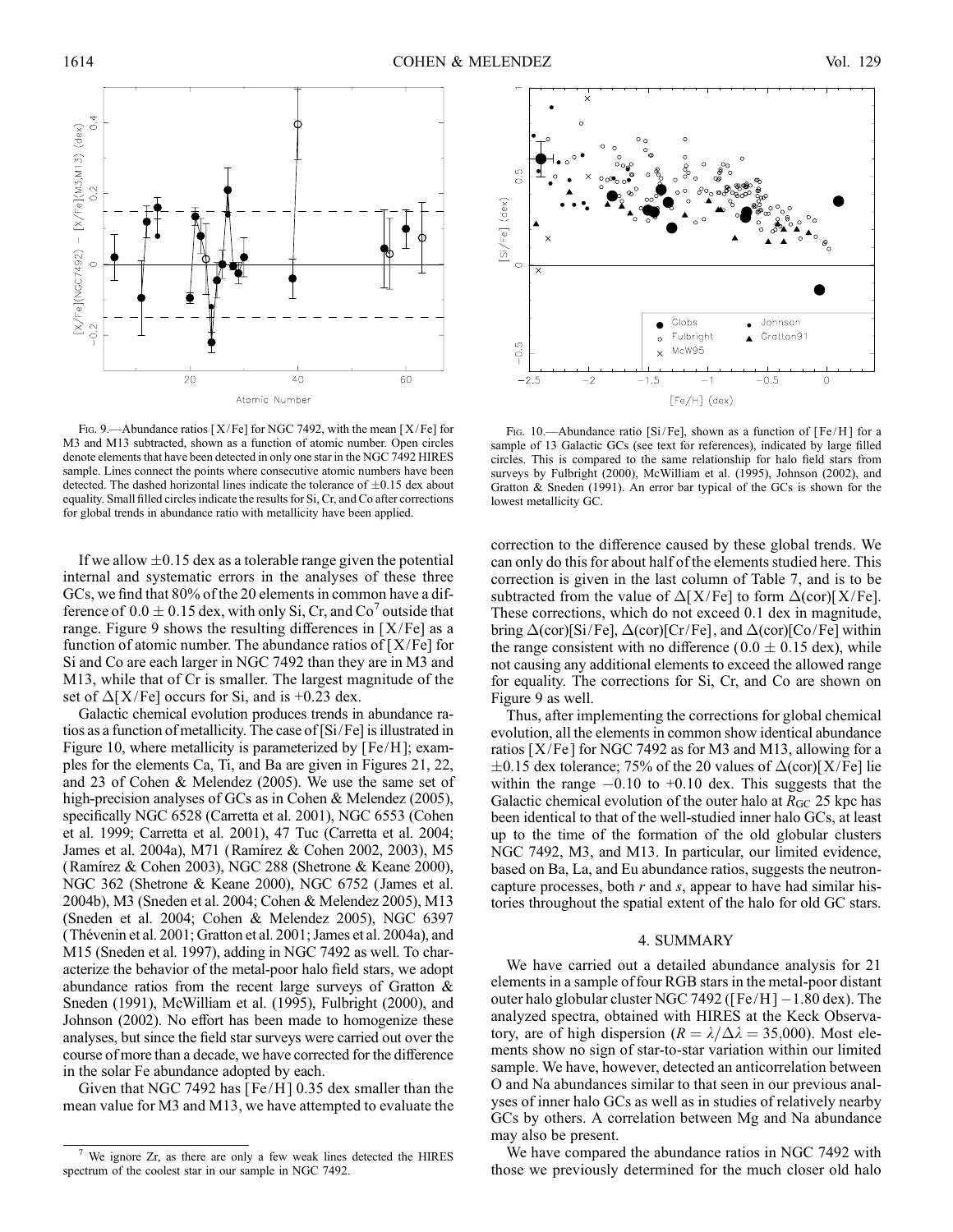Fig. 9.—Abundance ratios [X/Fe] for NGC 7492, with the mean [X/Fe] for M3 and M13 subtracted, shown as a function of atomic number. Open circles denote elements that have been detected in only one star in the NGC 7492 HIRES sample. Lines connect the points where consecutive atomic numbers have been detected. The dashed horizontal lines indicate the tolerance of ±0.15 dex about equality. Small filled circles indicate the results for Si, Cr, and Co after corrections for global trends in abundance ratio with metallicity have been applied.

Fig. 10.—Abundance ratio [Si/Fe], shown as a function of [Fe/H] for a sample of 13 Galactic GCs (see text for references), indicated by large filled circles. This is compared to the same relationship for halo field stars from surveys by Fulbright (2000), McWilliam et al. (1995), Johnson (2002), and Gratton & Sneden (1991). An error bar typical of the GCs is shown for the lowest metallicity GC.

If we allow ±0.15 dex as a tolerable range given the potential internal and systematic errors in the analyses of these three GCs, we find that 80% of the 20 elements in common have a difference of 0.0 ± 0.15 dex, with only Si, Cr, and Co[7] outside that range. Figure 9 shows the resulting differences in [X/Fe] as a function of atomic number. The abundance ratios of [X/Fe] for Si and Co are each larger in NGC 7492 than they are in M3 and M13, while that of Cr is smaller. The largest magnitude of the set of Δ[X/Fe] occurs for Si, and is +0.23 dex.

Galactic chemical evolution produces trends in abundance ratios as a function of metallicity. The case of [Si/Fe] is illustrated in Figure 10, where metallicity is parameterized by [Fe/H]; examples for the elements Ca, Ti, and Ba are given in Figures 21, 22, and 23 of Cohen & Melendez (2005). We use the same set of high-precision analyses of GCs as in Cohen & Melendez (2005), specifically NGC 6528 (Carretta et al. 2001), NGC 6553 (Cohen et al. 1999; Carretta et al. 2001), 47 Tuc (Carretta et al. 2004; James et al. 2004a), M71 (Ramírez & Cohen 2002, 2003), M5 (Ramírez & Cohen 2003), NGC 288 (Shetrone & Keane 2000), NGC 362 (Shetrone & Keane 2000), NGC 6752 (James et al. 2004b), M3 (Sneden et al. 2004; Cohen & Melendez 2005), M13 (Sneden et al. 2004; Cohen & Melendez 2005), NGC 6397 (Thévenin et al. 2001; Gratton et al. 2001; James et al. 2004a), and M15 (Sneden et al. 1997), adding in NGC 7492 as well. To characterize the behavior of the metal-poor halo field stars, we adopt abundance ratios from the recent large surveys of Gratton & Sneden (1991), McWilliam et al. (1995), Fulbright (2000), and Johnson (2002). No effort has been made to homogenize these analyses, but since the field star surveys were carried out over the course of more than a decade, we have corrected for the difference in the solar Fe abundance adopted by each.

Given that NGC 7492 has [Fe/H] 0.35 dex smaller than the mean value for M3 and M13, we have attempted to evaluate the correction to the difference caused by these global trends. We can only do this for about half of the elements studied here. This correction is given in the last column of Table 7, and is to be subtracted from the value of Δ[X/Fe] to form Δ(cor)[X/Fe]. These corrections, which do not exceed 0.1 dex in magnitude, bring Δ(cor)[Si/Fe], Δ(cor)[Cr/Fe], and Δ(cor)[Co/Fe] within the range consistent with no difference (0.0 ± 0.15 dex), while not causing any additional elements to exceed the allowed range for equality. The corrections for Si, Cr, and Co are shown on Figure 9 as well.

Thus, after implementing the corrections for global chemical evolution, all the elements in common show identical abundance ratios [X/Fe] for NGC 7492 as for M3 and M13, allowing for a ±0.15 dex tolerance; 75% of the 20 values of Δ(cor)[X/Fe] lie within the range −0.10 to +0.10 dex. This suggests that the Galactic chemical evolution of the outer halo at $R_{GC}$ 25 kpc has been identical to that of the well-studied inner halo GCs, at least up to the time of the formation of the old globular clusters NGC 7492, M3, and M13. In particular, our limited evidence, based on Ba, La, and Eu abundance ratios, suggests the neutron-capture processes, both *r* and *s*, appear to have had similar histories throughout the spatial extent of the halo for old GC stars.

## 4. SUMMARY

We have carried out a detailed abundance analysis for 21 elements in a sample of four RGB stars in the metal-poor distant outer halo globular cluster NGC 7492 ([Fe/H] −1.80 dex). The analyzed spectra, obtained with HIRES at the Keck Observatory, are of high dispersion ($R = \lambda/\Delta\lambda = 35{,}000$). Most elements show no sign of star-to-star variation within our limited sample. We have, however, detected an anticorrelation between O and Na abundances similar to that seen in our previous analyses of inner halo GCs as well as in studies of relatively nearby GCs by others. A correlation between Mg and Na abundance may also be present.

We have compared the abundance ratios in NGC 7492 with those we previously determined for the much closer old halo

[7] We ignore Zr, as there are only a few weak lines detected the HIRES spectrum of the coolest star in our sample in NGC 7492.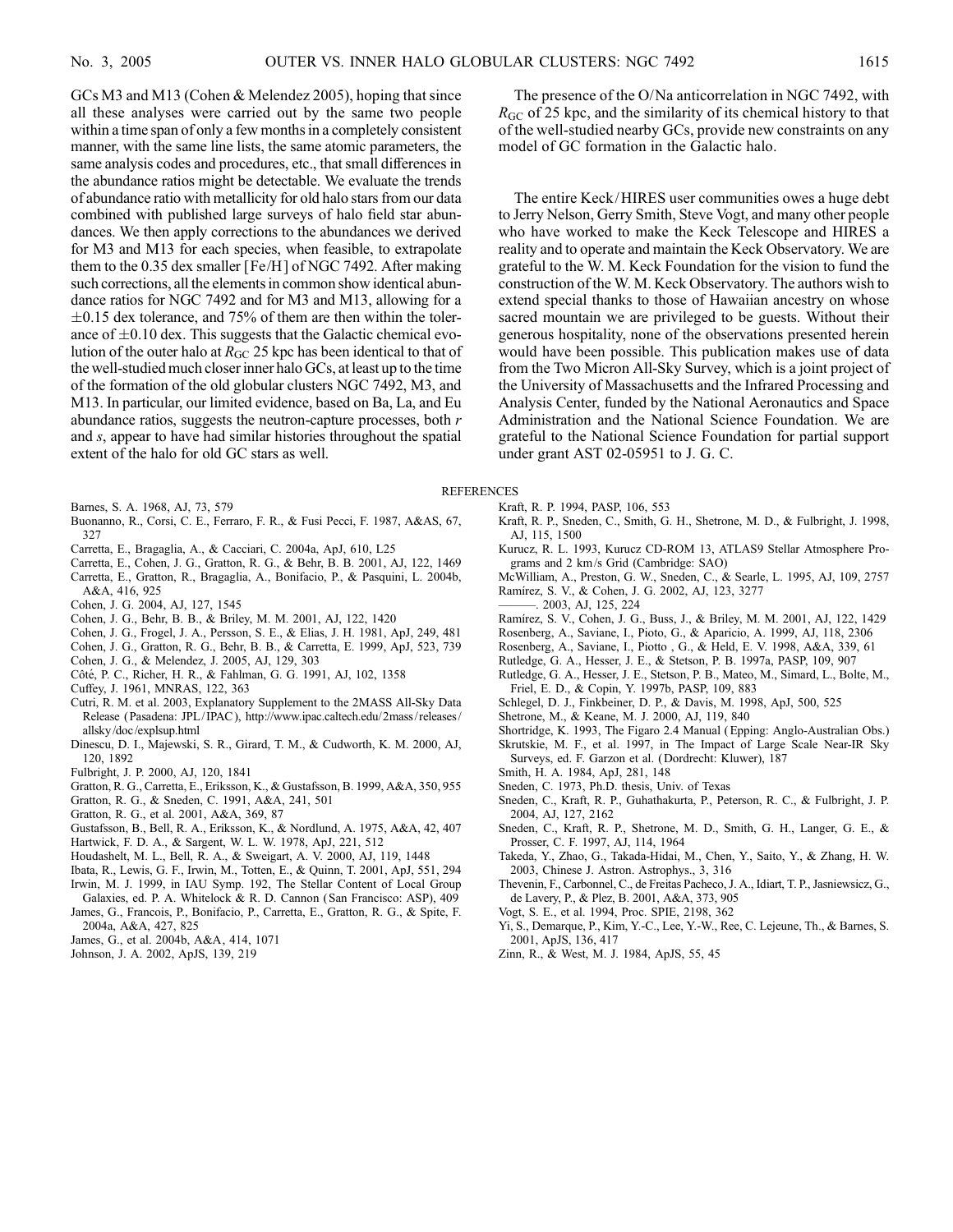GCs M3 and M13 (Cohen & Melendez 2005), hoping that since all these analyses were carried out by the same two people within a time span of only a few months in a completely consistent manner, with the same line lists, the same atomic parameters, the same analysis codes and procedures, etc., that small differences in the abundance ratios might be detectable. We evaluate the trends of abundance ratio with metallicity for old halo stars from our data combined with published large surveys of halo field star abundances. We then apply corrections to the abundances we derived for M3 and M13 for each species, when feasible, to extrapolate them to the 0.35 dex smaller [Fe/H] of NGC 7492. After making such corrections, all the elements in common show identical abundance ratios for NGC 7492 and for M3 and M13, allowing for a $\pm 0.15$ dex tolerance, and 75% of them are then within the tolerance of $\pm 0.10$ dex. This suggests that the Galactic chemical evolution of the outer halo at $R_{GC}$ 25 kpc has been identical to that of the well-studied much closer inner halo GCs, at least up to the time of the formation of the old globular clusters NGC 7492, M3, and M13. In particular, our limited evidence, based on Ba, La, and Eu abundance ratios, suggests the neutron-capture processes, both *r* and *s*, appear to have had similar histories throughout the spatial extent of the halo for old GC stars as well.

The presence of the O/Na anticorrelation in NGC 7492, with $R_{GC}$ of 25 kpc, and the similarity of its chemical history to that of the well-studied nearby GCs, provide new constraints on any model of GC formation in the Galactic halo.

The entire Keck/HIRES user communities owes a huge debt to Jerry Nelson, Gerry Smith, Steve Vogt, and many other people who have worked to make the Keck Telescope and HIRES a reality and to operate and maintain the Keck Observatory. We are grateful to the W. M. Keck Foundation for the vision to fund the construction of the W. M. Keck Observatory. The authors wish to extend special thanks to those of Hawaiian ancestry on whose sacred mountain we are privileged to be guests. Without their generous hospitality, none of the observations presented herein would have been possible. This publication makes use of data from the Two Micron All-Sky Survey, which is a joint project of the University of Massachusetts and the Infrared Processing and Analysis Center, funded by the National Aeronautics and Space Administration and the National Science Foundation. We are grateful to the National Science Foundation for partial support under grant AST 02-05951 to J. G. C.

## REFERENCES

Barnes, S. A. 1968, AJ, 73, 579
Buonanno, R., Corsi, C. E., Ferraro, F. R., & Fusi Pecci, F. 1987, A&AS, 67, 327
Carretta, E., Bragaglia, A., & Cacciari, C. 2004a, ApJ, 610, L25
Carretta, E., Cohen, J. G., Gratton, R. G., & Behr, B. B. 2001, AJ, 122, 1469
Carretta, E., Gratton, R., Bragaglia, A., Bonifacio, P., & Pasquini, L. 2004b, A&A, 416, 925
Cohen, J. G. 2004, AJ, 127, 1545
Cohen, J. G., Behr, B. B., & Briley, M. M. 2001, AJ, 122, 1420
Cohen, J. G., Frogel, J. A., Persson, S. E., & Elias, J. H. 1981, ApJ, 249, 481
Cohen, J. G., Gratton, R. G., Behr, B. B., & Carretta, E. 1999, ApJ, 523, 739
Cohen, J. G., & Melendez, J. 2005, AJ, 129, 303
Côté, P. C., Richer, H. R., & Fahlman, G. G. 1991, AJ, 102, 1358
Cuffey, J. 1961, MNRAS, 122, 363
Cutri, R. M. et al. 2003, Explanatory Supplement to the 2MASS All-Sky Data Release (Pasadena: JPL/IPAC), http://www.ipac.caltech.edu/2mass/releases/allsky/doc/explsup.html
Dinescu, D. I., Majewski, S. R., Girard, T. M., & Cudworth, K. M. 2000, AJ, 120, 1892
Fulbright, J. P. 2000, AJ, 120, 1841
Gratton, R. G., Carretta, E., Eriksson, K., & Gustafsson, B. 1999, A&A, 350, 955
Gratton, R. G., & Sneden, C. 1991, A&A, 241, 501
Gratton, R. G., et al. 2001, A&A, 369, 87
Gustafsson, B., Bell, R. A., Eriksson, K., & Nordlund, A. 1975, A&A, 42, 407
Hartwick, F. D. A., & Sargent, W. L. W. 1978, ApJ, 221, 512
Houdashelt, M. L., Bell, R. A., & Sweigart, A. V. 2000, AJ, 119, 1448
Ibata, R., Lewis, G. F., Irwin, M., Totten, E., & Quinn, T. 2001, ApJ, 551, 294
Irwin, M. J. 1999, in IAU Symp. 192, The Stellar Content of Local Group Galaxies, ed. P. A. Whitelock & R. D. Cannon (San Francisco: ASP), 409
James, G., Francois, P., Bonifacio, P., Carretta, E., Gratton, R. G., & Spite, F. 2004a, A&A, 427, 825
James, G., et al. 2004b, A&A, 414, 1071
Johnson, J. A. 2002, ApJS, 139, 219
Kraft, R. P. 1994, PASP, 106, 553
Kraft, R. P., Sneden, C., Smith, G. H., Shetrone, M. D., & Fulbright, J. 1998, AJ, 115, 1500
Kurucz, R. L. 1993, Kurucz CD-ROM 13, ATLAS9 Stellar Atmosphere Programs and 2 km/s Grid (Cambridge: SAO)
McWilliam, A., Preston, G. W., Sneden, C., & Searle, L. 1995, AJ, 109, 2757
Ramírez, S. V., & Cohen, J. G. 2002, AJ, 123, 3277
———. 2003, AJ, 125, 224
Ramírez, S. V., Cohen, J. G., Buss, J., & Briley, M. M. 2001, AJ, 122, 1429
Rosenberg, A., Saviane, I., Pioto, G., & Aparicio, A. 1999, AJ, 118, 2306
Rosenberg, A., Saviane, I., Piotto , G., & Held, E. V. 1998, A&A, 339, 61
Rutledge, G. A., Hesser, J. E., & Stetson, P. B. 1997a, PASP, 109, 907
Rutledge, G. A., Hesser, J. E., Stetson, P. B., Mateo, M., Simard, L., Bolte, M., Friel, E. D., & Copin, Y. 1997b, PASP, 109, 883
Schlegel, D. J., Finkbeiner, D. P., & Davis, M. 1998, ApJ, 500, 525
Shetrone, M., & Keane, M. J. 2000, AJ, 119, 840
Shortridge, K. 1993, The Figaro 2.4 Manual (Epping: Anglo-Australian Obs.)
Skrutskie, M. F., et al. 1997, in The Impact of Large Scale Near-IR Sky Surveys, ed. F. Garzon et al. (Dordrecht: Kluwer), 187
Smith, H. A. 1984, ApJ, 281, 148
Sneden, C. 1973, Ph.D. thesis, Univ. of Texas
Sneden, C., Kraft, R. P., Guhathakurta, P., Peterson, R. C., & Fulbright, J. P. 2004, AJ, 127, 2162
Sneden, C., Kraft, R. P., Shetrone, M. D., Smith, G. H., Langer, G. E., & Prosser, C. F. 1997, AJ, 114, 1964
Takeda, Y., Zhao, G., Takada-Hidai, M., Chen, Y., Saito, Y., & Zhang, H. W. 2003, Chinese J. Astron. Astrophys., 3, 316
Thevenin, F., Carbonnel, C., de Freitas Pacheco, J. A., Idiart, T. P., Jasniewsicz, G., de Lavery, P., & Plez, B. 2001, A&A, 373, 905
Vogt, S. E., et al. 1994, Proc. SPIE, 2198, 362
Yi, S., Demarque, P., Kim, Y.-C., Lee, Y.-W., Ree, C. Lejeune, Th., & Barnes, S. 2001, ApJS, 136, 417
Zinn, R., & West, M. J. 1984, ApJS, 55, 45